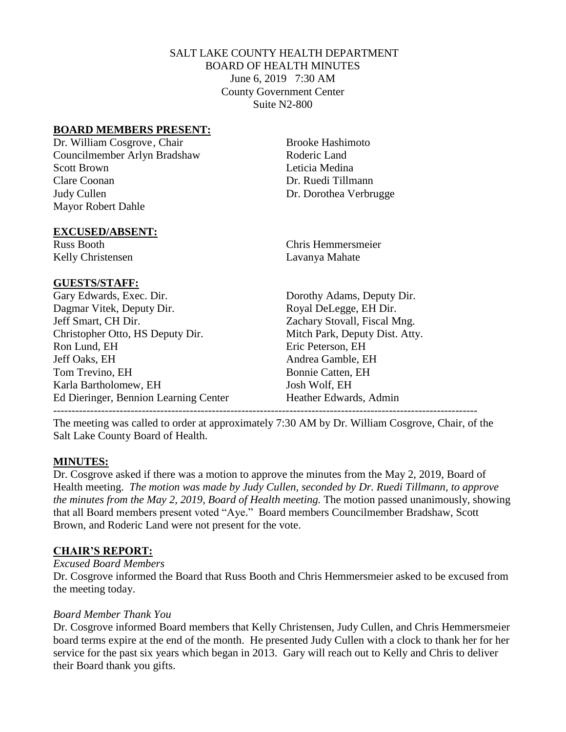SALT LAKE COUNTY HEALTH DEPARTMENT
BOARD OF HEALTH MINUTES
June 6, 2019 7:30 AM
County Government Center
Suite N2-800

## BOARD MEMBERS PRESENT:

Dr. William Cosgrove, Chair
Councilmember Arlyn Bradshaw
Scott Brown
Clare Coonan
Judy Cullen
Mayor Robert Dahle
Brooke Hashimoto
Roderic Land
Leticia Medina
Dr. Ruedi Tillmann
Dr. Dorothea Verbrugge

## EXCUSED/ABSENT:

Russ Booth
Kelly Christensen
Chris Hemmersmeier
Lavanya Mahate

## GUESTS/STAFF:

Gary Edwards, Exec. Dir.
Dagmar Vitek, Deputy Dir.
Jeff Smart, CH Dir.
Christopher Otto, HS Deputy Dir.
Ron Lund, EH
Jeff Oaks, EH
Tom Trevino, EH
Karla Bartholomew, EH
Ed Dieringer, Bennion Learning Center
Dorothy Adams, Deputy Dir.
Royal DeLegge, EH Dir.
Zachary Stovall, Fiscal Mng.
Mitch Park, Deputy Dist. Atty.
Eric Peterson, EH
Andrea Gamble, EH
Bonnie Catten, EH
Josh Wolf, EH
Heather Edwards, Admin

---

The meeting was called to order at approximately 7:30 AM by Dr. William Cosgrove, Chair, of the Salt Lake County Board of Health.

## MINUTES:

Dr. Cosgrove asked if there was a motion to approve the minutes from the May 2, 2019, Board of Health meeting. *The motion was made by Judy Cullen, seconded by Dr. Ruedi Tillmann, to approve the minutes from the May 2, 2019, Board of Health meeting.* The motion passed unanimously, showing that all Board members present voted "Aye." Board members Councilmember Bradshaw, Scott Brown, and Roderic Land were not present for the vote.

## CHAIR'S REPORT:

*Excused Board Members*

Dr. Cosgrove informed the Board that Russ Booth and Chris Hemmersmeier asked to be excused from the meeting today.

*Board Member Thank You*

Dr. Cosgrove informed Board members that Kelly Christensen, Judy Cullen, and Chris Hemmersmeier board terms expire at the end of the month. He presented Judy Cullen with a clock to thank her for her service for the past six years which began in 2013. Gary will reach out to Kelly and Chris to deliver their Board thank you gifts.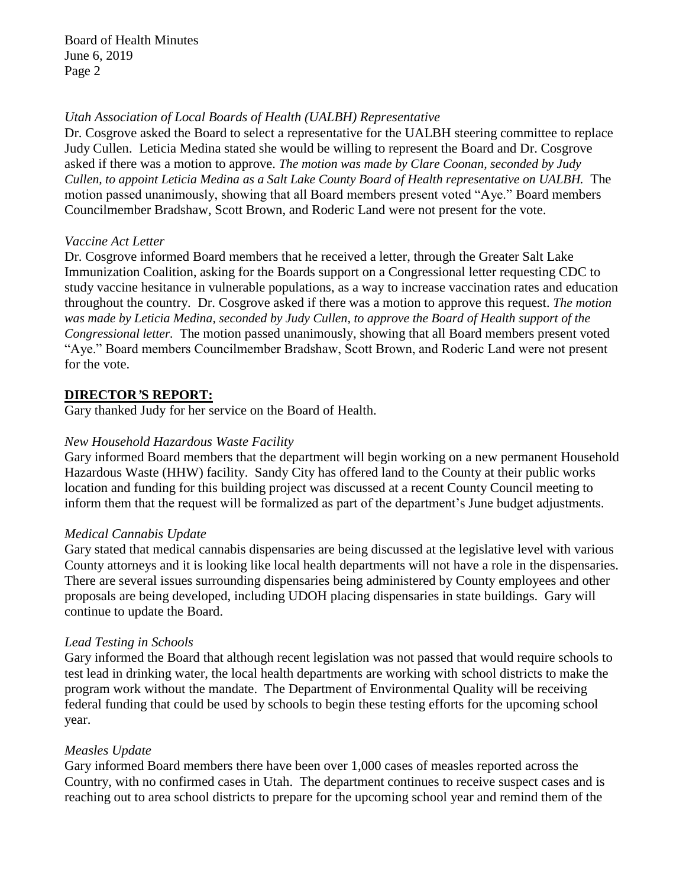*Utah Association of Local Boards of Health (UALBH) Representative*

Dr. Cosgrove asked the Board to select a representative for the UALBH steering committee to replace Judy Cullen. Leticia Medina stated she would be willing to represent the Board and Dr. Cosgrove asked if there was a motion to approve. *The motion was made by Clare Coonan, seconded by Judy Cullen, to appoint Leticia Medina as a Salt Lake County Board of Health representative on UALBH.* The motion passed unanimously, showing that all Board members present voted "Aye." Board members Councilmember Bradshaw, Scott Brown, and Roderic Land were not present for the vote.

*Vaccine Act Letter*

Dr. Cosgrove informed Board members that he received a letter, through the Greater Salt Lake Immunization Coalition, asking for the Boards support on a Congressional letter requesting CDC to study vaccine hesitance in vulnerable populations, as a way to increase vaccination rates and education throughout the country. Dr. Cosgrove asked if there was a motion to approve this request. *The motion was made by Leticia Medina, seconded by Judy Cullen, to approve the Board of Health support of the Congressional letter.* The motion passed unanimously, showing that all Board members present voted "Aye." Board members Councilmember Bradshaw, Scott Brown, and Roderic Land were not present for the vote.

**DIRECTOR'S REPORT:**

Gary thanked Judy for her service on the Board of Health.

*New Household Hazardous Waste Facility*

Gary informed Board members that the department will begin working on a new permanent Household Hazardous Waste (HHW) facility. Sandy City has offered land to the County at their public works location and funding for this building project was discussed at a recent County Council meeting to inform them that the request will be formalized as part of the department's June budget adjustments.

*Medical Cannabis Update*

Gary stated that medical cannabis dispensaries are being discussed at the legislative level with various County attorneys and it is looking like local health departments will not have a role in the dispensaries. There are several issues surrounding dispensaries being administered by County employees and other proposals are being developed, including UDOH placing dispensaries in state buildings. Gary will continue to update the Board.

*Lead Testing in Schools*

Gary informed the Board that although recent legislation was not passed that would require schools to test lead in drinking water, the local health departments are working with school districts to make the program work without the mandate. The Department of Environmental Quality will be receiving federal funding that could be used by schools to begin these testing efforts for the upcoming school year.

*Measles Update*

Gary informed Board members there have been over 1,000 cases of measles reported across the Country, with no confirmed cases in Utah. The department continues to receive suspect cases and is reaching out to area school districts to prepare for the upcoming school year and remind them of the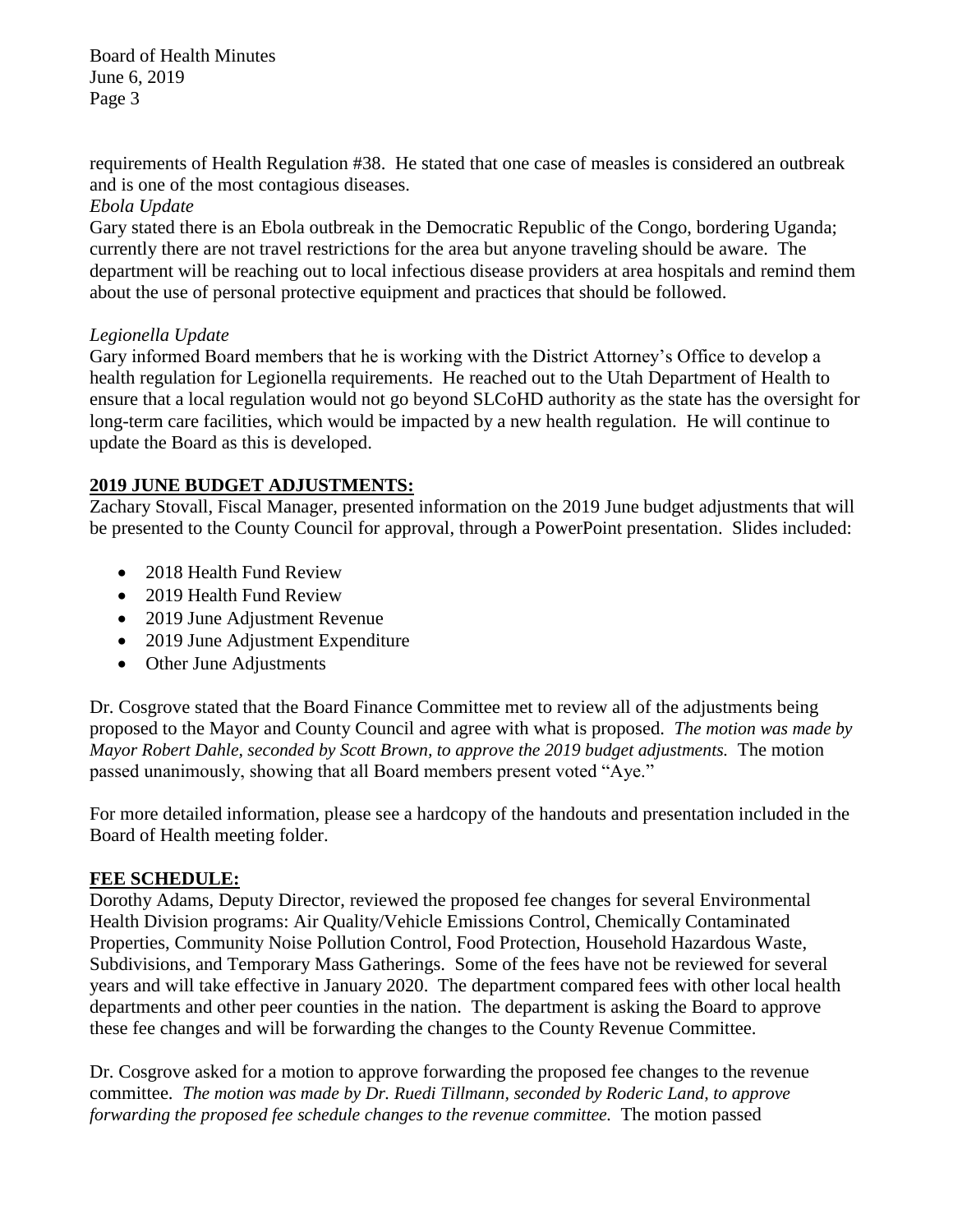requirements of Health Regulation #38. He stated that one case of measles is considered an outbreak and is one of the most contagious diseases.

*Ebola Update*

Gary stated there is an Ebola outbreak in the Democratic Republic of the Congo, bordering Uganda; currently there are not travel restrictions for the area but anyone traveling should be aware. The department will be reaching out to local infectious disease providers at area hospitals and remind them about the use of personal protective equipment and practices that should be followed.

*Legionella Update*

Gary informed Board members that he is working with the District Attorney's Office to develop a health regulation for Legionella requirements. He reached out to the Utah Department of Health to ensure that a local regulation would not go beyond SLCoHD authority as the state has the oversight for long-term care facilities, which would be impacted by a new health regulation. He will continue to update the Board as this is developed.

**2019 JUNE BUDGET ADJUSTMENTS:**

Zachary Stovall, Fiscal Manager, presented information on the 2019 June budget adjustments that will be presented to the County Council for approval, through a PowerPoint presentation. Slides included:

- 2018 Health Fund Review
- 2019 Health Fund Review
- 2019 June Adjustment Revenue
- 2019 June Adjustment Expenditure
- Other June Adjustments

Dr. Cosgrove stated that the Board Finance Committee met to review all of the adjustments being proposed to the Mayor and County Council and agree with what is proposed. *The motion was made by Mayor Robert Dahle, seconded by Scott Brown, to approve the 2019 budget adjustments.* The motion passed unanimously, showing that all Board members present voted "Aye."

For more detailed information, please see a hardcopy of the handouts and presentation included in the Board of Health meeting folder.

**FEE SCHEDULE:**

Dorothy Adams, Deputy Director, reviewed the proposed fee changes for several Environmental Health Division programs: Air Quality/Vehicle Emissions Control, Chemically Contaminated Properties, Community Noise Pollution Control, Food Protection, Household Hazardous Waste, Subdivisions, and Temporary Mass Gatherings. Some of the fees have not be reviewed for several years and will take effective in January 2020. The department compared fees with other local health departments and other peer counties in the nation. The department is asking the Board to approve these fee changes and will be forwarding the changes to the County Revenue Committee.

Dr. Cosgrove asked for a motion to approve forwarding the proposed fee changes to the revenue committee. *The motion was made by Dr. Ruedi Tillmann, seconded by Roderic Land, to approve forwarding the proposed fee schedule changes to the revenue committee.* The motion passed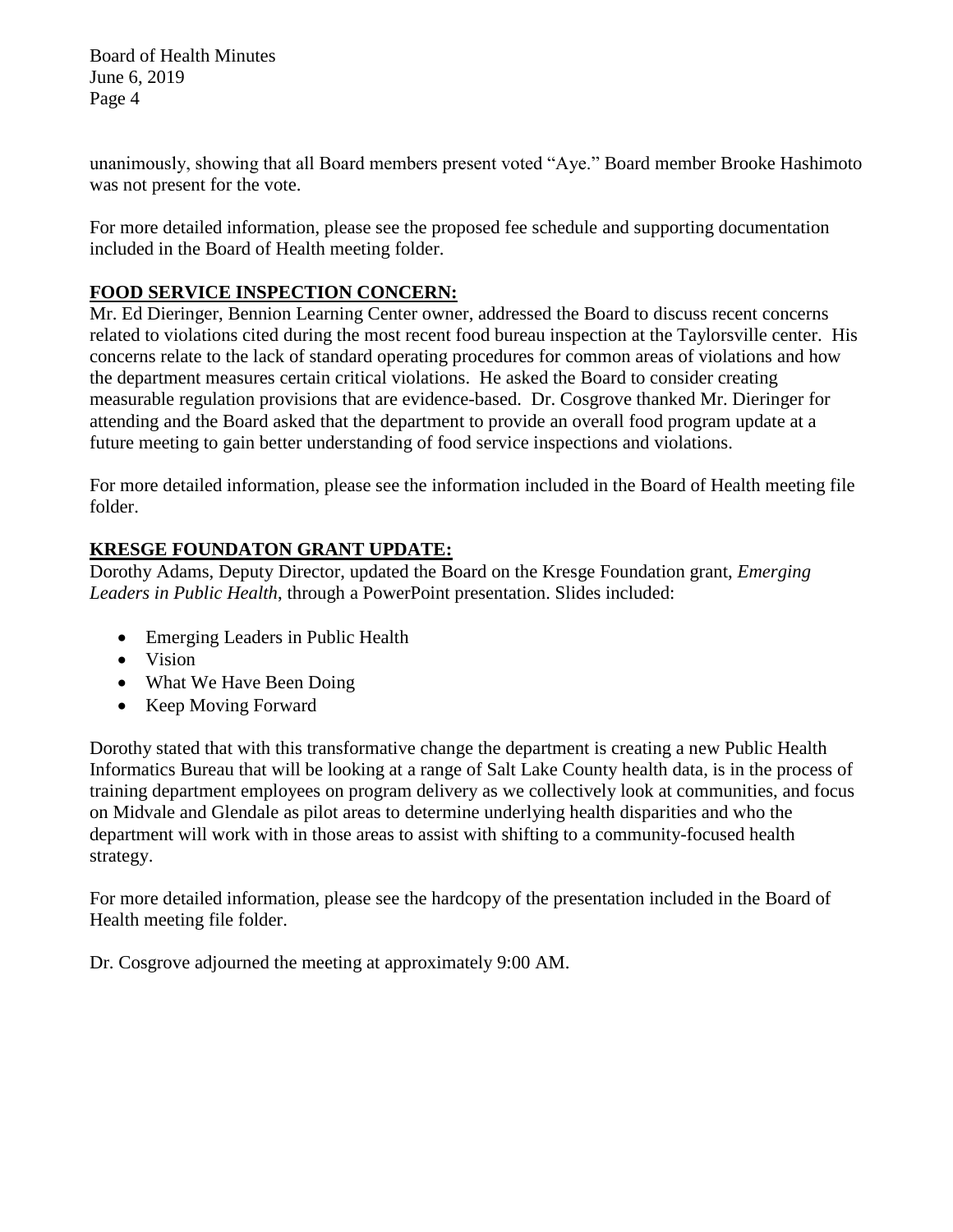unanimously, showing that all Board members present voted "Aye." Board member Brooke Hashimoto was not present for the vote.

For more detailed information, please see the proposed fee schedule and supporting documentation included in the Board of Health meeting folder.

## **FOOD SERVICE INSPECTION CONCERN:**

Mr. Ed Dieringer, Bennion Learning Center owner, addressed the Board to discuss recent concerns related to violations cited during the most recent food bureau inspection at the Taylorsville center. His concerns relate to the lack of standard operating procedures for common areas of violations and how the department measures certain critical violations. He asked the Board to consider creating measurable regulation provisions that are evidence-based. Dr. Cosgrove thanked Mr. Dieringer for attending and the Board asked that the department to provide an overall food program update at a future meeting to gain better understanding of food service inspections and violations.

For more detailed information, please see the information included in the Board of Health meeting file folder.

## **KRESGE FOUNDATON GRANT UPDATE:**

Dorothy Adams, Deputy Director, updated the Board on the Kresge Foundation grant, *Emerging Leaders in Public Health*, through a PowerPoint presentation. Slides included:

- Emerging Leaders in Public Health
- Vision
- What We Have Been Doing
- Keep Moving Forward

Dorothy stated that with this transformative change the department is creating a new Public Health Informatics Bureau that will be looking at a range of Salt Lake County health data, is in the process of training department employees on program delivery as we collectively look at communities, and focus on Midvale and Glendale as pilot areas to determine underlying health disparities and who the department will work with in those areas to assist with shifting to a community-focused health strategy.

For more detailed information, please see the hardcopy of the presentation included in the Board of Health meeting file folder.

Dr. Cosgrove adjourned the meeting at approximately 9:00 AM.